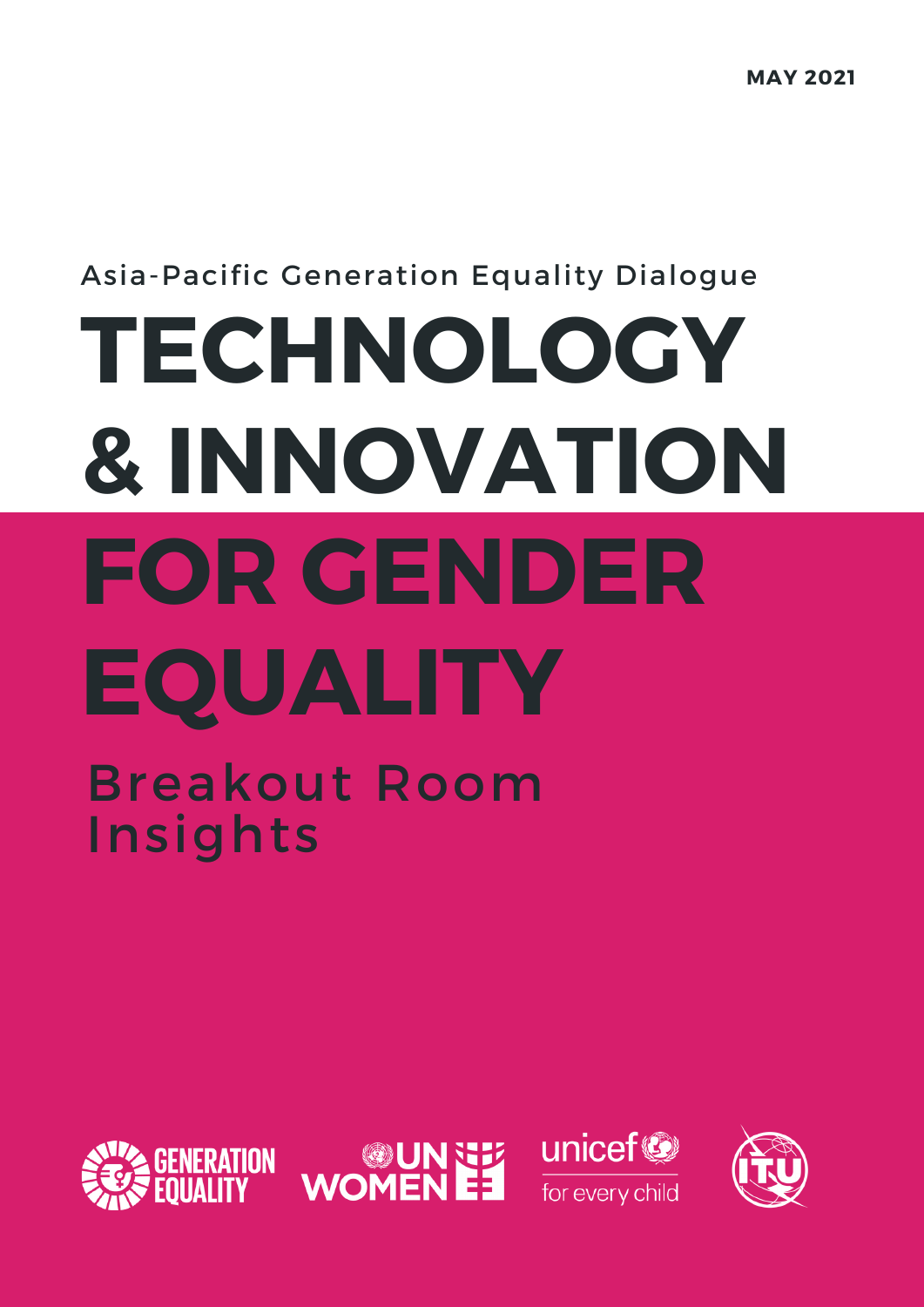MAY 2021

Asia-Pacific Generation Equality Dialogue

# TECHNOLOGY & INNOVATION FOR GENDER EQUALITY

## Breakout Room Insights

GENERATION EQUALITY

UN WOMEN

unicef for every child

ITU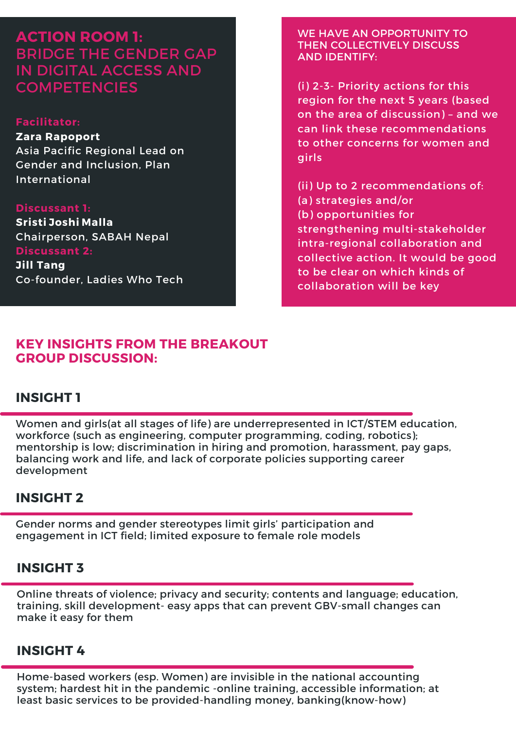# ACTION ROOM 1: BRIDGE THE GENDER GAP IN DIGITAL ACCESS AND COMPETENCIES

**Facilitator:**
**Zara Rapoport**
Asia Pacific Regional Lead on Gender and Inclusion, Plan International

**Discussant 1:**
**Sristi Joshi Malla**
Chairperson, SABAH Nepal

**Discussant 2:**
**Jill Tang**
Co-founder, Ladies Who Tech

WE HAVE AN OPPORTUNITY TO THEN COLLECTIVELY DISCUSS AND IDENTIFY:

(i) 2-3- Priority actions for this region for the next 5 years (based on the area of discussion) – and we can link these recommendations to other concerns for women and girls

(ii) Up to 2 recommendations of:
(a) strategies and/or
(b) opportunities for strengthening multi-stakeholder intra-regional collaboration and collective action. It would be good to be clear on which kinds of collaboration will be key

## KEY INSIGHTS FROM THE BREAKOUT GROUP DISCUSSION:

### INSIGHT 1

Women and girls(at all stages of life) are underrepresented in ICT/STEM education, workforce (such as engineering, computer programming, coding, robotics); mentorship is low; discrimination in hiring and promotion, harassment, pay gaps, balancing work and life, and lack of corporate policies supporting career development

### INSIGHT 2

Gender norms and gender stereotypes limit girls' participation and engagement in ICT field; limited exposure to female role models

### INSIGHT 3

Online threats of violence; privacy and security; contents and language; education, training, skill development- easy apps that can prevent GBV-small changes can make it easy for them

### INSIGHT 4

Home-based workers (esp. Women) are invisible in the national accounting system; hardest hit in the pandemic -online training, accessible information; at least basic services to be provided-handling money, banking(know-how)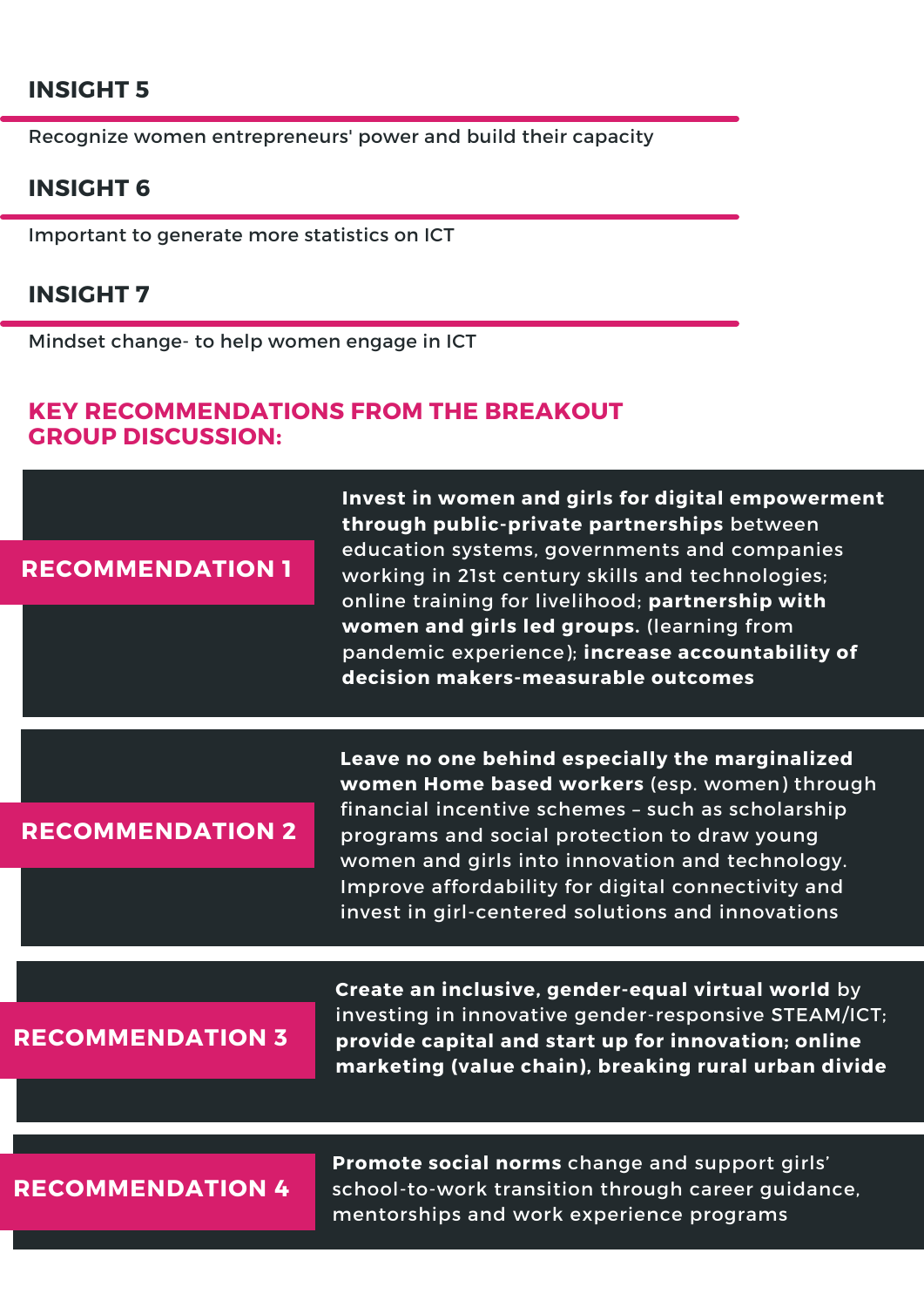### INSIGHT 5

Recognize women entrepreneurs' power and build their capacity

### INSIGHT 6

Important to generate more statistics on ICT

### INSIGHT 7

Mindset change- to help women engage in ICT

## KEY RECOMMENDATIONS FROM THE BREAKOUT GROUP DISCUSSION:

### RECOMMENDATION 1

**Invest in women and girls for digital empowerment through public-private partnerships** between education systems, governments and companies working in 21st century skills and technologies; online training for livelihood; **partnership with women and girls led groups.** (learning from pandemic experience); **increase accountability of decision makers-measurable outcomes**

### RECOMMENDATION 2

**Leave no one behind especially the marginalized women Home based workers** (esp. women) through financial incentive schemes – such as scholarship programs and social protection to draw young women and girls into innovation and technology. Improve affordability for digital connectivity and invest in girl-centered solutions and innovations

### RECOMMENDATION 3

**Create an inclusive, gender-equal virtual world** by investing in innovative gender-responsive STEAM/ICT; **provide capital and start up for innovation; online marketing (value chain), breaking rural urban divide**

### RECOMMENDATION 4

**Promote social norms** change and support girls' school-to-work transition through career guidance, mentorships and work experience programs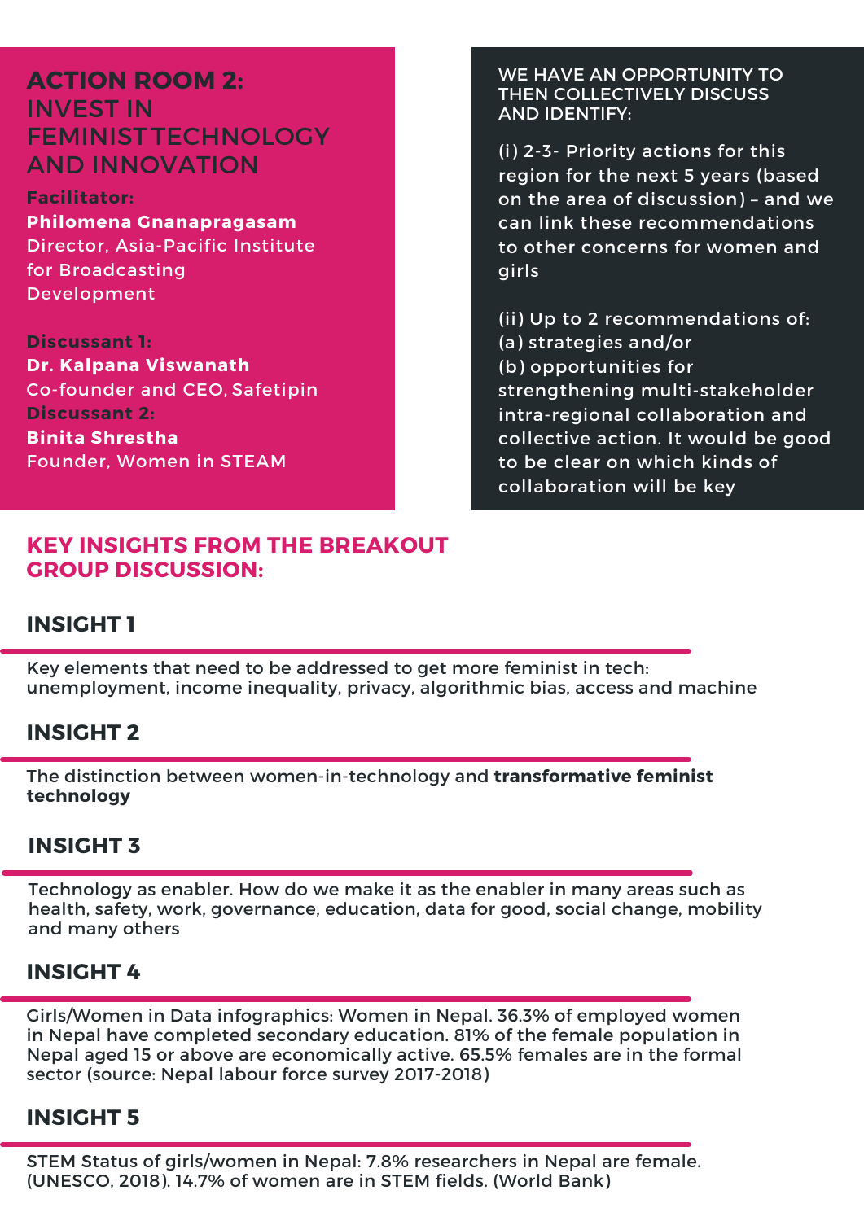## ACTION ROOM 2: INVEST IN FEMINIST TECHNOLOGY AND INNOVATION

**Facilitator:**
**Philomena Gnanapragasam**
Director, Asia-Pacific Institute for Broadcasting Development

**Discussant 1:**
**Dr. Kalpana Viswanath**
Co-founder and CEO, Safetipin

**Discussant 2:**
**Binita Shrestha**
Founder, Women in STEAM

WE HAVE AN OPPORTUNITY TO THEN COLLECTIVELY DISCUSS AND IDENTIFY:

(i) 2-3- Priority actions for this region for the next 5 years (based on the area of discussion) – and we can link these recommendations to other concerns for women and girls

(ii) Up to 2 recommendations of:
(a) strategies and/or
(b) opportunities for strengthening multi-stakeholder intra-regional collaboration and collective action. It would be good to be clear on which kinds of collaboration will be key

## KEY INSIGHTS FROM THE BREAKOUT GROUP DISCUSSION:

### INSIGHT 1

Key elements that need to be addressed to get more feminist in tech: unemployment, income inequality, privacy, algorithmic bias, access and machine

### INSIGHT 2

The distinction between women-in-technology and **transformative feminist technology**

### INSIGHT 3

Technology as enabler. How do we make it as the enabler in many areas such as health, safety, work, governance, education, data for good, social change, mobility and many others

### INSIGHT 4

Girls/Women in Data infographics: Women in Nepal. 36.3% of employed women in Nepal have completed secondary education. 81% of the female population in Nepal aged 15 or above are economically active. 65.5% females are in the formal sector (source: Nepal labour force survey 2017-2018)

### INSIGHT 5

STEM Status of girls/women in Nepal: 7.8% researchers in Nepal are female. (UNESCO, 2018). 14.7% of women are in STEM fields. (World Bank)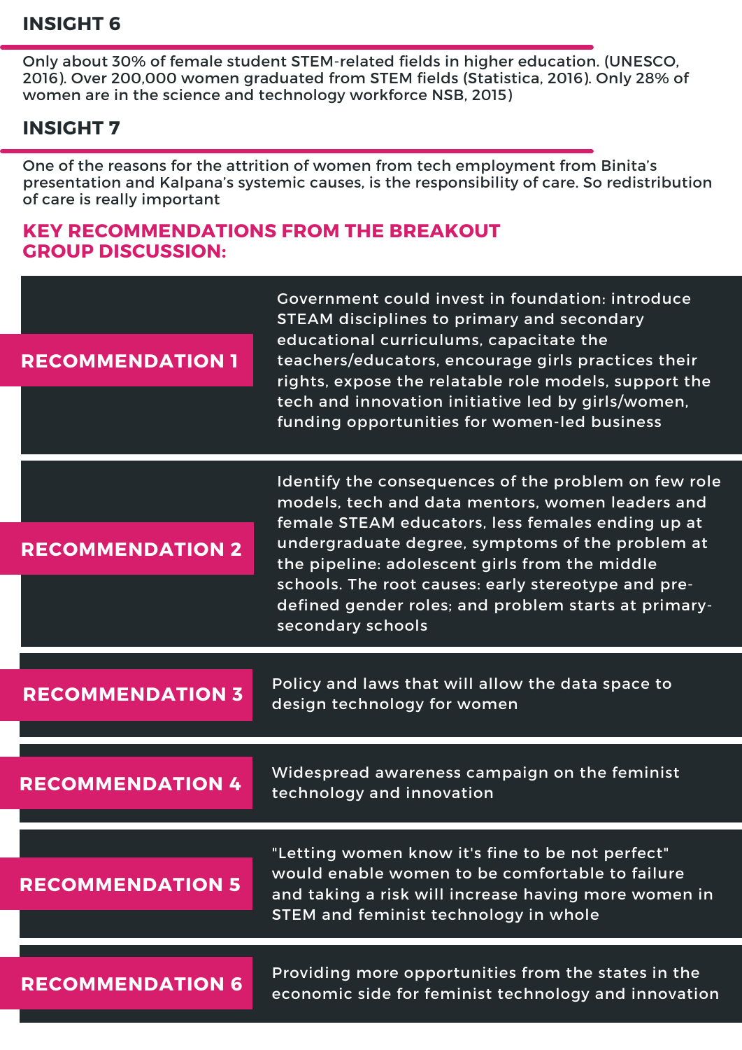## INSIGHT 6

Only about 30% of female student STEM-related fields in higher education. (UNESCO, 2016). Over 200,000 women graduated from STEM fields (Statistica, 2016). Only 28% of women are in the science and technology workforce NSB, 2015)

## INSIGHT 7

One of the reasons for the attrition of women from tech employment from Binita's presentation and Kalpana's systemic causes, is the responsibility of care. So redistribution of care is really important

## KEY RECOMMENDATIONS FROM THE BREAKOUT GROUP DISCUSSION:

**RECOMMENDATION 1**

Government could invest in foundation: introduce STEAM disciplines to primary and secondary educational curriculums, capacitate the teachers/educators, encourage girls practices their rights, expose the relatable role models, support the tech and innovation initiative led by girls/women, funding opportunities for women-led business

**RECOMMENDATION 2**

Identify the consequences of the problem on few role models, tech and data mentors, women leaders and female STEAM educators, less females ending up at undergraduate degree, symptoms of the problem at the pipeline: adolescent girls from the middle schools. The root causes: early stereotype and pre-defined gender roles; and problem starts at primary-secondary schools

**RECOMMENDATION 3**

Policy and laws that will allow the data space to design technology for women

**RECOMMENDATION 4**

Widespread awareness campaign on the feminist technology and innovation

**RECOMMENDATION 5**

"Letting women know it's fine to be not perfect" would enable women to be comfortable to failure and taking a risk will increase having more women in STEM and feminist technology in whole

**RECOMMENDATION 6**

Providing more opportunities from the states in the economic side for feminist technology and innovation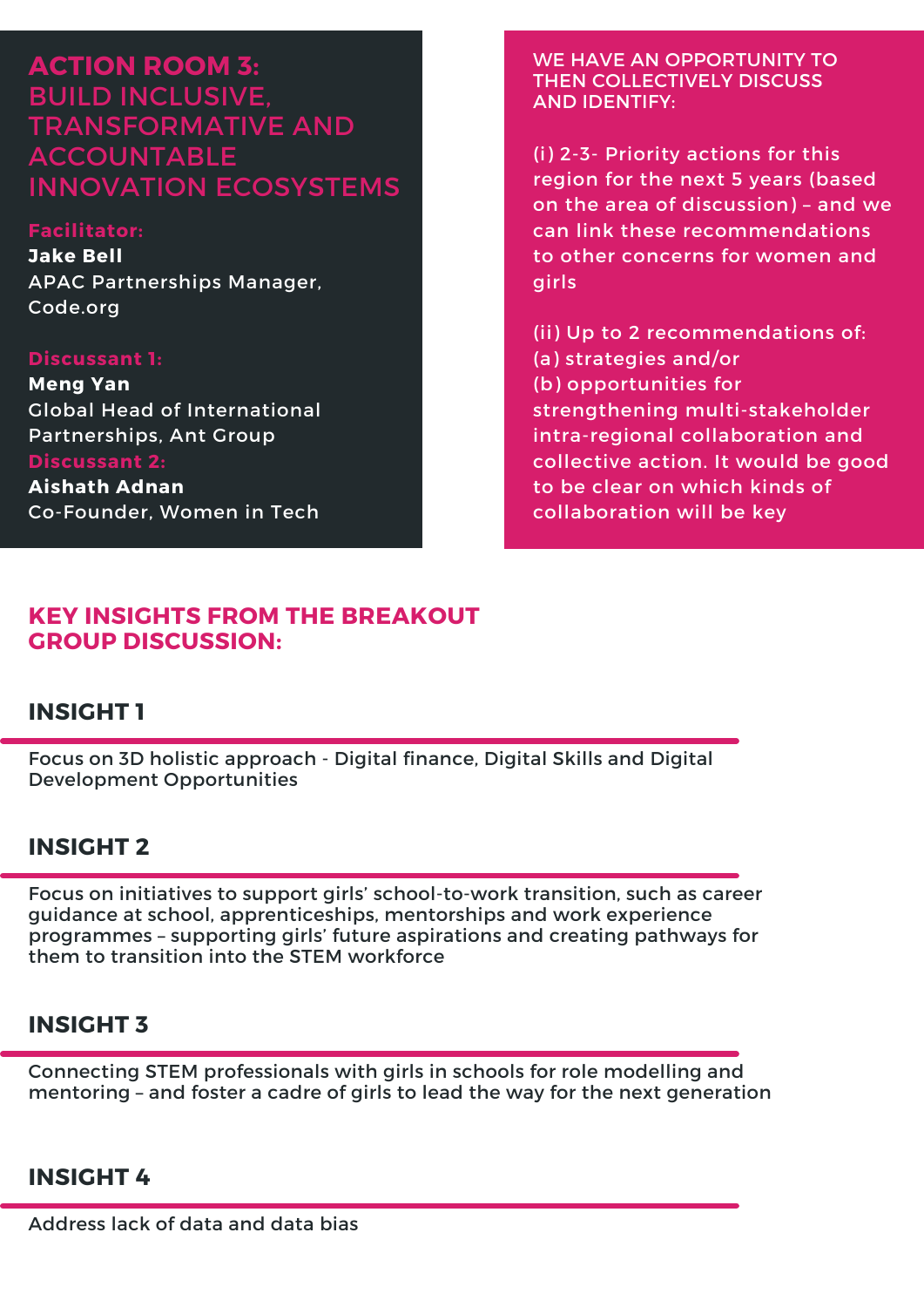# ACTION ROOM 3: BUILD INCLUSIVE, TRANSFORMATIVE AND ACCOUNTABLE INNOVATION ECOSYSTEMS

**Facilitator:**
**Jake Bell**
APAC Partnerships Manager, Code.org

**Discussant 1:**
**Meng Yan**
Global Head of International Partnerships, Ant Group

**Discussant 2:**
**Aishath Adnan**
Co-Founder, Women in Tech

WE HAVE AN OPPORTUNITY TO THEN COLLECTIVELY DISCUSS AND IDENTIFY:

(i) 2-3- Priority actions for this region for the next 5 years (based on the area of discussion) – and we can link these recommendations to other concerns for women and girls

(ii) Up to 2 recommendations of:
(a) strategies and/or
(b) opportunities for strengthening multi-stakeholder intra-regional collaboration and collective action. It would be good to be clear on which kinds of collaboration will be key

## KEY INSIGHTS FROM THE BREAKOUT GROUP DISCUSSION:

### INSIGHT 1

Focus on 3D holistic approach - Digital finance, Digital Skills and Digital Development Opportunities

### INSIGHT 2

Focus on initiatives to support girls' school-to-work transition, such as career guidance at school, apprenticeships, mentorships and work experience programmes – supporting girls' future aspirations and creating pathways for them to transition into the STEM workforce

### INSIGHT 3

Connecting STEM professionals with girls in schools for role modelling and mentoring – and foster a cadre of girls to lead the way for the next generation

### INSIGHT 4

Address lack of data and data bias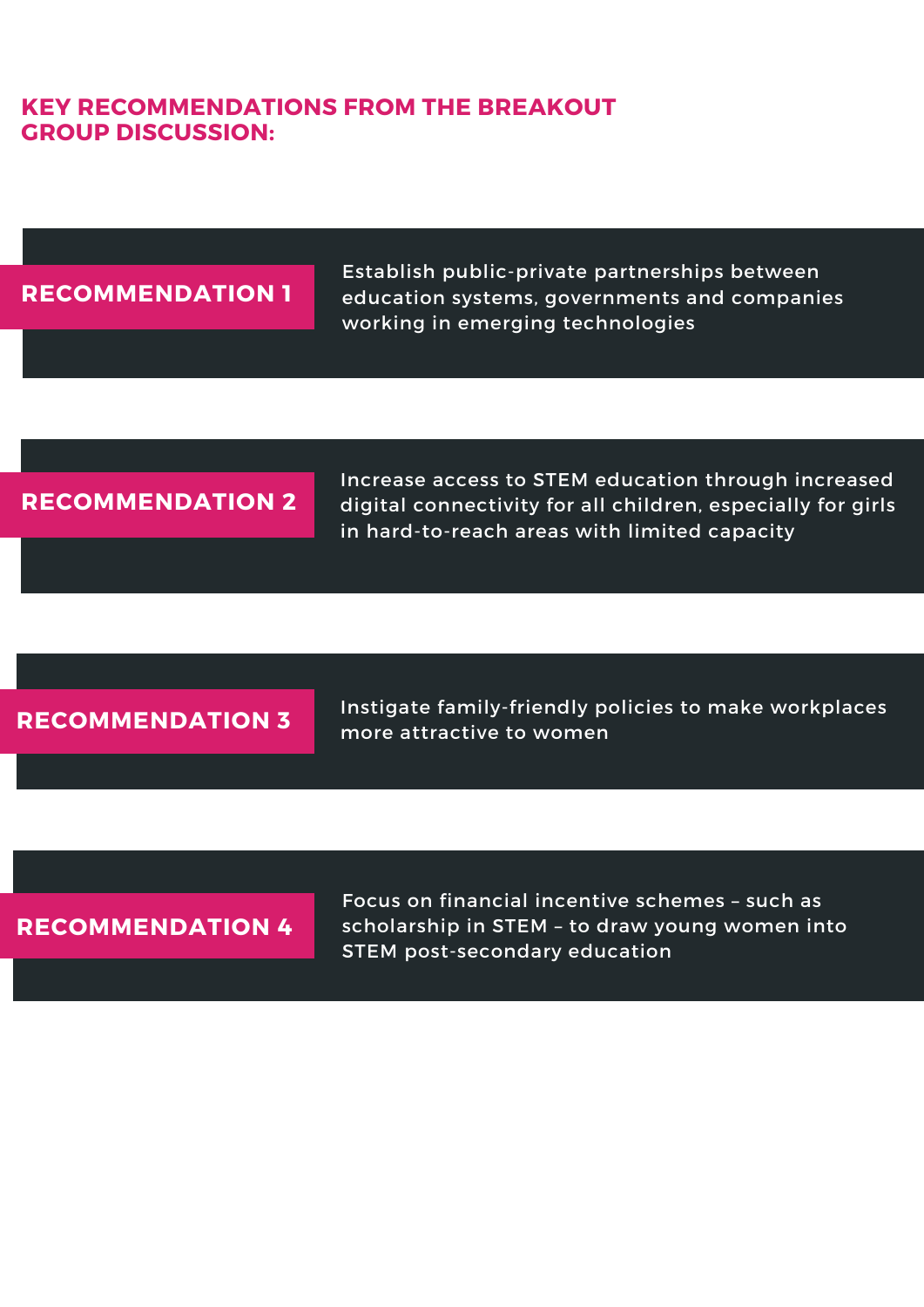## KEY RECOMMENDATIONS FROM THE BREAKOUT GROUP DISCUSSION:

**RECOMMENDATION 1**

Establish public-private partnerships between education systems, governments and companies working in emerging technologies

**RECOMMENDATION 2**

Increase access to STEM education through increased digital connectivity for all children, especially for girls in hard-to-reach areas with limited capacity

**RECOMMENDATION 3**

Instigate family-friendly policies to make workplaces more attractive to women

**RECOMMENDATION 4**

Focus on financial incentive schemes – such as scholarship in STEM – to draw young women into STEM post-secondary education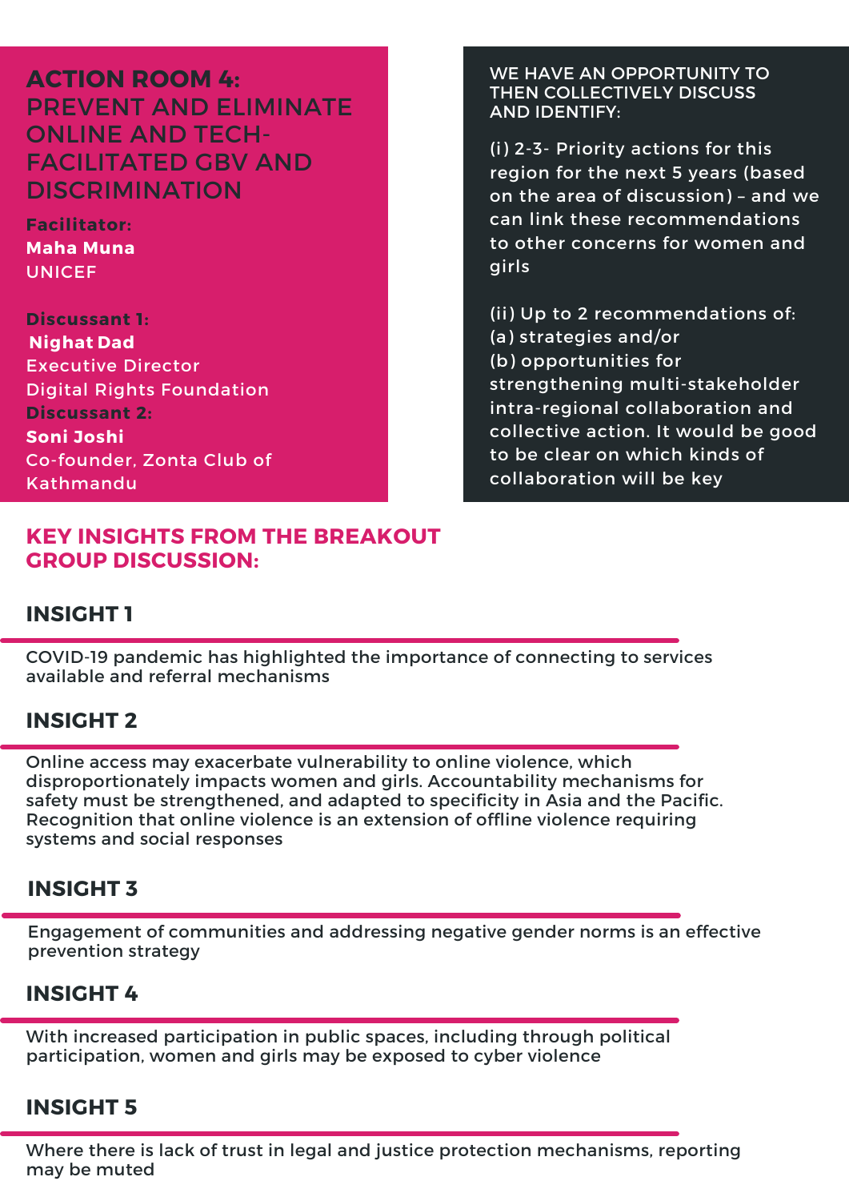## ACTION ROOM 4: PREVENT AND ELIMINATE ONLINE AND TECH-FACILITATED GBV AND DISCRIMINATION

**Facilitator:**
**Maha Muna**
UNICEF

**Discussant 1:**
**Nighat Dad**
Executive Director
Digital Rights Foundation

**Discussant 2:**
**Soni Joshi**
Co-founder, Zonta Club of Kathmandu

WE HAVE AN OPPORTUNITY TO THEN COLLECTIVELY DISCUSS AND IDENTIFY:

(i) 2-3- Priority actions for this region for the next 5 years (based on the area of discussion) – and we can link these recommendations to other concerns for women and girls

(ii) Up to 2 recommendations of:
(a) strategies and/or
(b) opportunities for strengthening multi-stakeholder intra-regional collaboration and collective action. It would be good to be clear on which kinds of collaboration will be key

## KEY INSIGHTS FROM THE BREAKOUT GROUP DISCUSSION:

### INSIGHT 1

COVID-19 pandemic has highlighted the importance of connecting to services available and referral mechanisms

### INSIGHT 2

Online access may exacerbate vulnerability to online violence, which disproportionately impacts women and girls. Accountability mechanisms for safety must be strengthened, and adapted to specificity in Asia and the Pacific. Recognition that online violence is an extension of offline violence requiring systems and social responses

### INSIGHT 3

Engagement of communities and addressing negative gender norms is an effective prevention strategy

### INSIGHT 4

With increased participation in public spaces, including through political participation, women and girls may be exposed to cyber violence

### INSIGHT 5

Where there is lack of trust in legal and justice protection mechanisms, reporting may be muted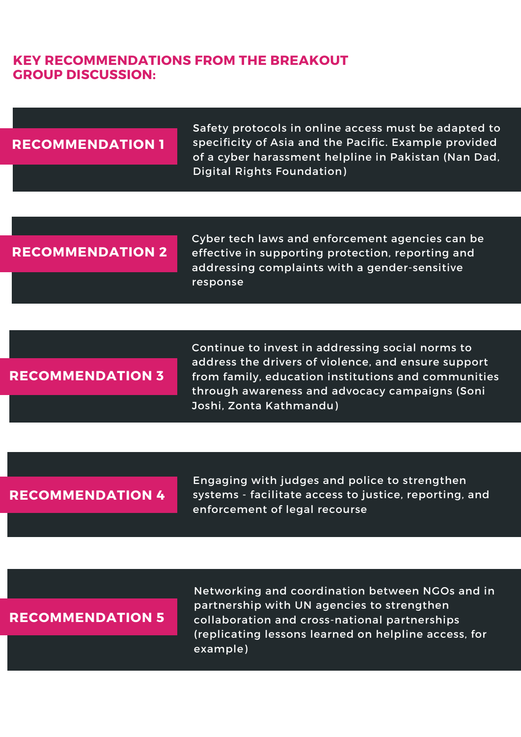## KEY RECOMMENDATIONS FROM THE BREAKOUT GROUP DISCUSSION:

**RECOMMENDATION 1**

Safety protocols in online access must be adapted to specificity of Asia and the Pacific. Example provided of a cyber harassment helpline in Pakistan (Nan Dad, Digital Rights Foundation)

**RECOMMENDATION 2**

Cyber tech laws and enforcement agencies can be effective in supporting protection, reporting and addressing complaints with a gender-sensitive response

**RECOMMENDATION 3**

Continue to invest in addressing social norms to address the drivers of violence, and ensure support from family, education institutions and communities through awareness and advocacy campaigns (Soni Joshi, Zonta Kathmandu)

**RECOMMENDATION 4**

Engaging with judges and police to strengthen systems - facilitate access to justice, reporting, and enforcement of legal recourse

**RECOMMENDATION 5**

Networking and coordination between NGOs and in partnership with UN agencies to strengthen collaboration and cross-national partnerships (replicating lessons learned on helpline access, for example)